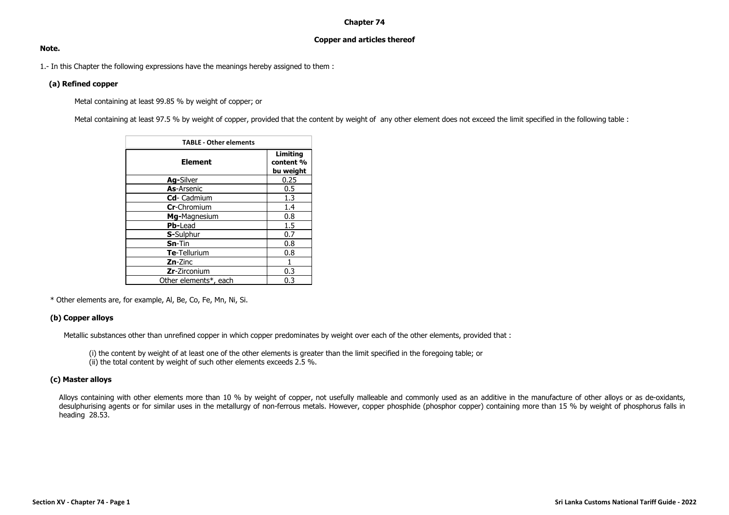# Chapter 74

## Copper and articles thereof

**Note.**

1.- In this Chapter the following expressions have the meanings hereby assigned to them :

**(a) Refined copper**

Metal containing at least 99.85 % by weight of copper; or

Metal containing at least 97.5 % by weight of copper, provided that the content by weight of any other element does not exceed the limit specified in the following table :

| TABLE - Other elements | |
|---|---|
| **Element** | **Limiting content % bu weight** |
| **Ag-**Silver | 0.25 |
| **As**-Arsenic | 0.5 |
| **Cd**- Cadmium | 1.3 |
| **Cr**-Chromium | 1.4 |
| **Mg-**Magnesium | 0.8 |
| **Pb-**Lead | 1.5 |
| **S-**Sulphur | 0.7 |
| **Sn**-Tin | 0.8 |
| **Te**-Tellurium | 0.8 |
| **Zn**-Zinc | 1 |
| **Zr**-Zirconium | 0.3 |
| Other elements*, each | 0.3 |

* Other elements are, for example, Al, Be, Co, Fe, Mn, Ni, Si.

**(b) Copper alloys**

Metallic substances other than unrefined copper in which copper predominates by weight over each of the other elements, provided that :

(i) the content by weight of at least one of the other elements is greater than the limit specified in the foregoing table; or
(ii) the total content by weight of such other elements exceeds 2.5 %.

**(c) Master alloys**

Alloys containing with other elements more than 10 % by weight of copper, not usefully malleable and commonly used as an additive in the manufacture of other alloys or as de-oxidants, desulphurising agents or for similar uses in the metallurgy of non-ferrous metals. However, copper phosphide (phosphor copper) containing more than 15 % by weight of phosphorus falls in heading 28.53.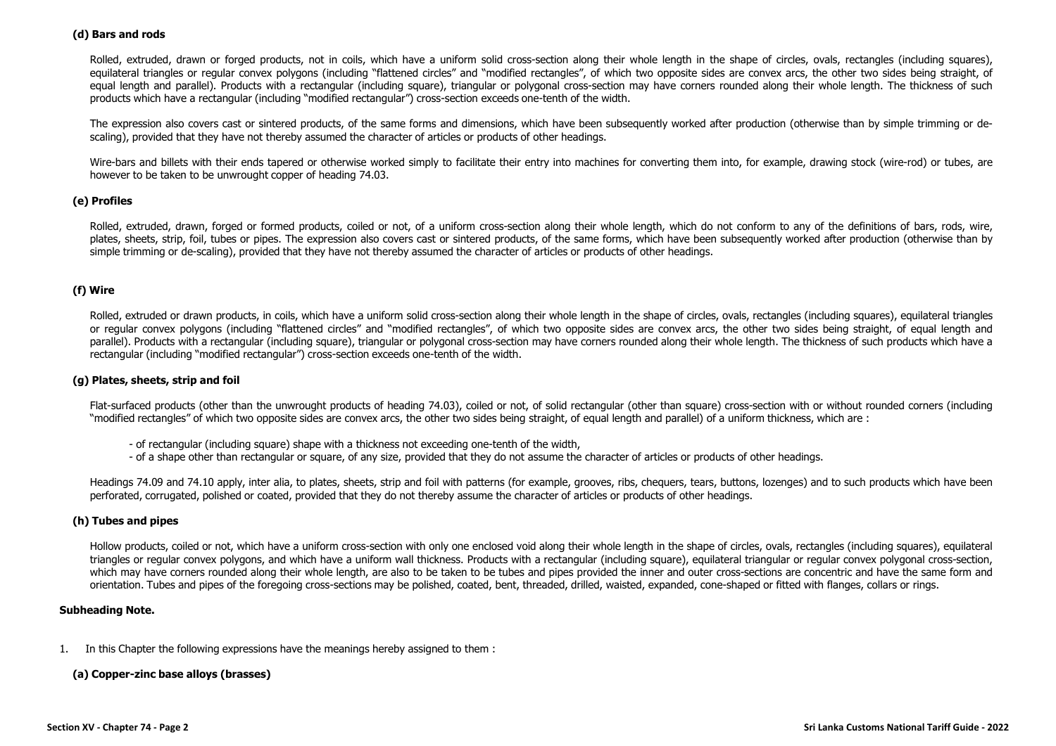### (d) Bars and rods

Rolled, extruded, drawn or forged products, not in coils, which have a uniform solid cross-section along their whole length in the shape of circles, ovals, rectangles (including squares), equilateral triangles or regular convex polygons (including "flattened circles" and "modified rectangles", of which two opposite sides are convex arcs, the other two sides being straight, of equal length and parallel). Products with a rectangular (including square), triangular or polygonal cross-section may have corners rounded along their whole length. The thickness of such products which have a rectangular (including "modified rectangular") cross-section exceeds one-tenth of the width.

The expression also covers cast or sintered products, of the same forms and dimensions, which have been subsequently worked after production (otherwise than by simple trimming or de-scaling), provided that they have not thereby assumed the character of articles or products of other headings.

Wire-bars and billets with their ends tapered or otherwise worked simply to facilitate their entry into machines for converting them into, for example, drawing stock (wire-rod) or tubes, are however to be taken to be unwrought copper of heading 74.03.

### (e) Profiles

Rolled, extruded, drawn, forged or formed products, coiled or not, of a uniform cross-section along their whole length, which do not conform to any of the definitions of bars, rods, wire, plates, sheets, strip, foil, tubes or pipes. The expression also covers cast or sintered products, of the same forms, which have been subsequently worked after production (otherwise than by simple trimming or de-scaling), provided that they have not thereby assumed the character of articles or products of other headings.

### (f) Wire

Rolled, extruded or drawn products, in coils, which have a uniform solid cross-section along their whole length in the shape of circles, ovals, rectangles (including squares), equilateral triangles or regular convex polygons (including "flattened circles" and "modified rectangles", of which two opposite sides are convex arcs, the other two sides being straight, of equal length and parallel). Products with a rectangular (including square), triangular or polygonal cross-section may have corners rounded along their whole length. The thickness of such products which have a rectangular (including "modified rectangular") cross-section exceeds one-tenth of the width.

### (g) Plates, sheets, strip and foil

Flat-surfaced products (other than the unwrought products of heading 74.03), coiled or not, of solid rectangular (other than square) cross-section with or without rounded corners (including "modified rectangles" of which two opposite sides are convex arcs, the other two sides being straight, of equal length and parallel) of a uniform thickness, which are :

- of rectangular (including square) shape with a thickness not exceeding one-tenth of the width,
- of a shape other than rectangular or square, of any size, provided that they do not assume the character of articles or products of other headings.

Headings 74.09 and 74.10 apply, inter alia, to plates, sheets, strip and foil with patterns (for example, grooves, ribs, chequers, tears, buttons, lozenges) and to such products which have been perforated, corrugated, polished or coated, provided that they do not thereby assume the character of articles or products of other headings.

### (h) Tubes and pipes

Hollow products, coiled or not, which have a uniform cross-section with only one enclosed void along their whole length in the shape of circles, ovals, rectangles (including squares), equilateral triangles or regular convex polygons, and which have a uniform wall thickness. Products with a rectangular (including square), equilateral triangular or regular convex polygonal cross-section, which may have corners rounded along their whole length, are also to be taken to be tubes and pipes provided the inner and outer cross-sections are concentric and have the same form and orientation. Tubes and pipes of the foregoing cross-sections may be polished, coated, bent, threaded, drilled, waisted, expanded, cone-shaped or fitted with flanges, collars or rings.

## Subheading Note.

1. In this Chapter the following expressions have the meanings hereby assigned to them :

### (a) Copper-zinc base alloys (brasses)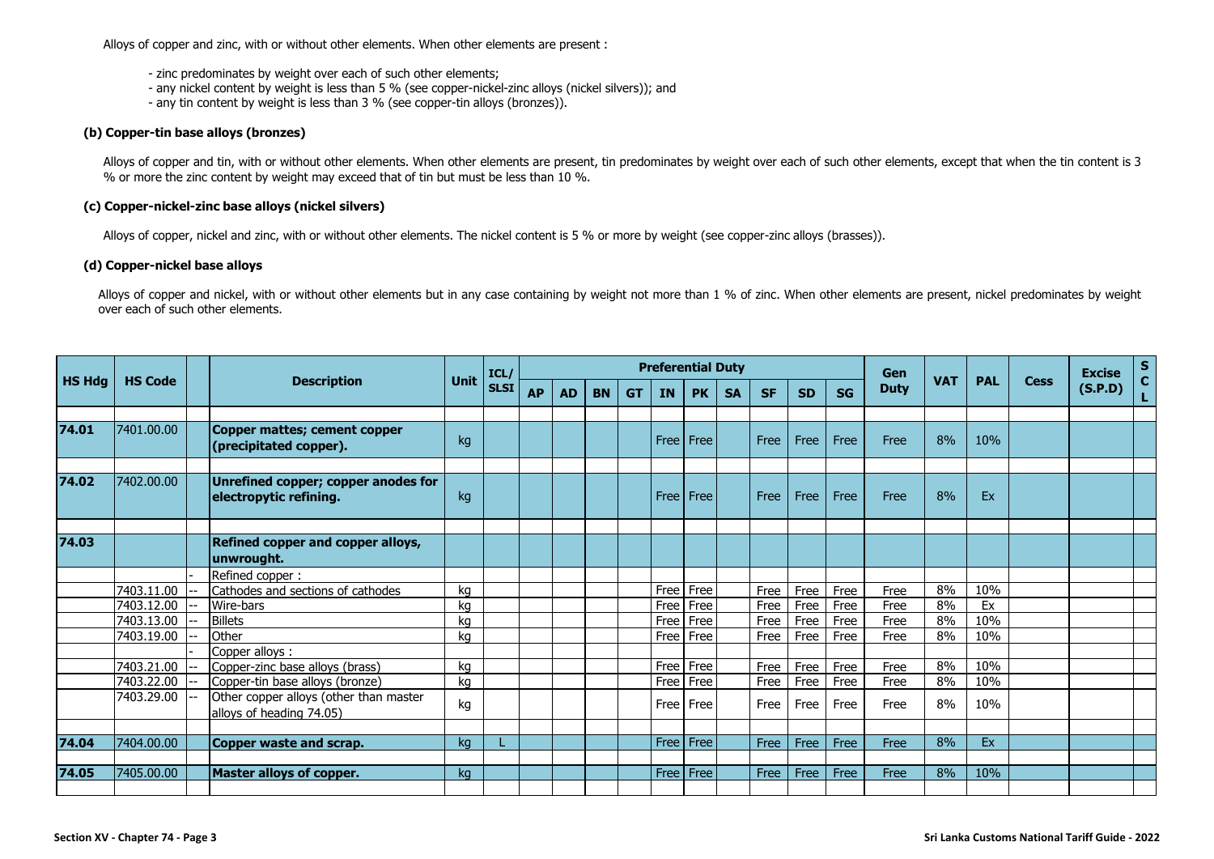Alloys of copper and zinc, with or without other elements. When other elements are present :

- zinc predominates by weight over each of such other elements;
- any nickel content by weight is less than 5 % (see copper-nickel-zinc alloys (nickel silvers)); and
- any tin content by weight is less than 3 % (see copper-tin alloys (bronzes)).

**(b) Copper-tin base alloys (bronzes)**

Alloys of copper and tin, with or without other elements. When other elements are present, tin predominates by weight over each of such other elements, except that when the tin content is 3 % or more the zinc content by weight may exceed that of tin but must be less than 10 %.

**(c) Copper-nickel-zinc base alloys (nickel silvers)**

Alloys of copper, nickel and zinc, with or without other elements. The nickel content is 5 % or more by weight (see copper-zinc alloys (brasses)).

**(d) Copper-nickel base alloys**

Alloys of copper and nickel, with or without other elements but in any case containing by weight not more than 1 % of zinc. When other elements are present, nickel predominates by weight over each of such other elements.

| HS Hdg | HS Code | | Description | Unit | ICL/ SLSI | Preferential Duty | | | | | | | | | | Gen Duty | VAT | PAL | Cess | Excise (S.P.D) | SCL |
|---|---|---|---|---|---|---|---|---|---|---|---|---|---|---|---|---|---|---|---|---|---|
| | | | | | | AP | AD | BN | GT | IN | PK | SA | SF | SD | SG | | | | | | |
| **74.01** | 7401.00.00 | | **Copper mattes; cement copper (precipitated copper).** | kg | | | | | | Free | Free | | Free | Free | Free | Free | 8% | 10% | | | |
| **74.02** | 7402.00.00 | | **Unrefined copper; copper anodes for electropytic refining.** | kg | | | | | | Free | Free | | Free | Free | Free | Free | 8% | Ex | | | |
| **74.03** | | | **Refined copper and copper alloys, unwrought.** | | | | | | | | | | | | | | | | | | |
| | | - | Refined copper : | | | | | | | | | | | | | | | | | | |
| | 7403.11.00 | -- | Cathodes and sections of cathodes | kg | | | | | | Free | Free | | Free | Free | Free | Free | 8% | 10% | | | |
| | 7403.12.00 | -- | Wire-bars | kg | | | | | | Free | Free | | Free | Free | Free | Free | 8% | Ex | | | |
| | 7403.13.00 | -- | Billets | kg | | | | | | Free | Free | | Free | Free | Free | Free | 8% | 10% | | | |
| | 7403.19.00 | -- | Other | kg | | | | | | Free | Free | | Free | Free | Free | Free | 8% | 10% | | | |
| | | - | Copper alloys : | | | | | | | | | | | | | | | | | | |
| | 7403.21.00 | -- | Copper-zinc base alloys (brass) | kg | | | | | | Free | Free | | Free | Free | Free | Free | 8% | 10% | | | |
| | 7403.22.00 | -- | Copper-tin base alloys (bronze) | kg | | | | | | Free | Free | | Free | Free | Free | Free | 8% | 10% | | | |
| | 7403.29.00 | -- | Other copper alloys (other than master alloys of heading 74.05) | kg | | | | | | Free | Free | | Free | Free | Free | Free | 8% | 10% | | | |
| **74.04** | 7404.00.00 | | **Copper waste and scrap.** | kg | L | | | | | Free | Free | | Free | Free | Free | Free | 8% | Ex | | | |
| **74.05** | 7405.00.00 | | **Master alloys of copper.** | kg | | | | | | Free | Free | | Free | Free | Free | Free | 8% | 10% | | | |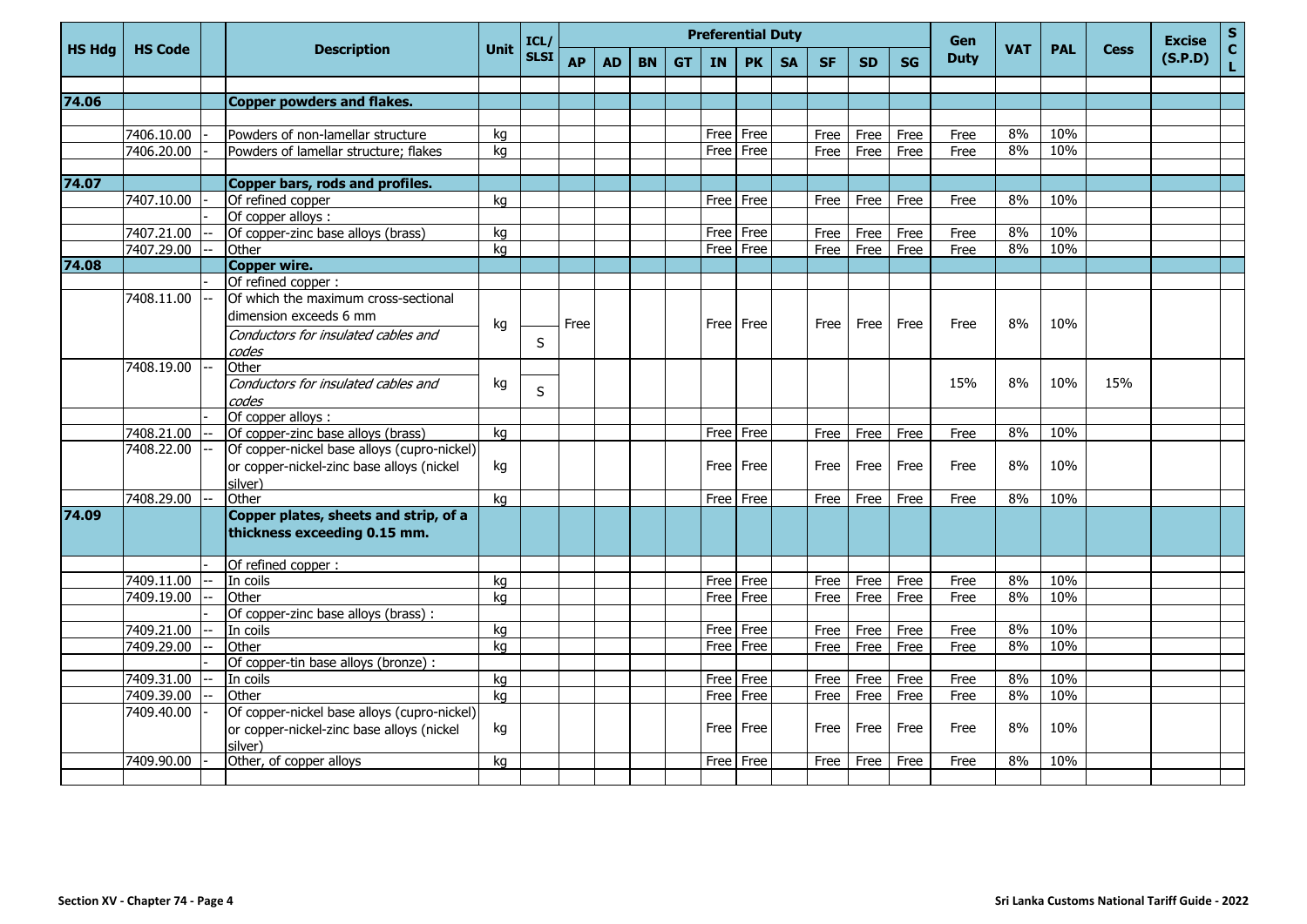| HS Hdg | HS Code | | Description | Unit | ICL/ SLSI | Preferential Duty | | | | | | | | | | Gen Duty | VAT | PAL | Cess | Excise (S.P.D) | SCL |
|---|---|---|---|---|---|---|---|---|---|---|---|---|---|---|---|---|---|---|---|---|---|
| | | | | | | AP | AD | BN | GT | IN | PK | SA | SF | SD | SG | | | | | | |
| **74.06** | | | **Copper powders and flakes.** | | | | | | | | | | | | | | | | | | |
| | 7406.10.00 | - | Powders of non-lamellar structure | kg | | | | | | Free | Free | | Free | Free | Free | Free | 8% | 10% | | | |
| | 7406.20.00 | - | Powders of lamellar structure; flakes | kg | | | | | | Free | Free | | Free | Free | Free | Free | 8% | 10% | | | |
| **74.07** | | | **Copper bars, rods and profiles.** | | | | | | | | | | | | | | | | | | |
| | 7407.10.00 | - | Of refined copper | kg | | | | | | Free | Free | | Free | Free | Free | Free | 8% | 10% | | | |
| | | - | Of copper alloys : | | | | | | | | | | | | | | | | | | |
| | 7407.21.00 | -- | Of copper-zinc base alloys (brass) | kg | | | | | | Free | Free | | Free | Free | Free | Free | 8% | 10% | | | |
| | 7407.29.00 | -- | Other | kg | | | | | | Free | Free | | Free | Free | Free | Free | 8% | 10% | | | |
| **74.08** | | | **Copper wire.** | | | | | | | | | | | | | | | | | | |
| | | - | Of refined copper : | | | | | | | | | | | | | | | | | | |
| | 7408.11.00 | -- | Of which the maximum cross-sectional dimension exceeds 6 mm<br>*Conductors for insulated cables and codes* | kg | S | Free | | | | Free | Free | | Free | Free | Free | Free | 8% | 10% | | | |
| | 7408.19.00 | -- | Other<br>*Conductors for insulated cables and codes* | kg | S | | | | | | | | | | | 15% | 8% | 10% | 15% | | |
| | | - | Of copper alloys : | | | | | | | | | | | | | | | | | | |
| | 7408.21.00 | -- | Of copper-zinc base alloys (brass) | kg | | | | | | Free | Free | | Free | Free | Free | Free | 8% | 10% | | | |
| | 7408.22.00 | -- | Of copper-nickel base alloys (cupro-nickel) or copper-nickel-zinc base alloys (nickel silver) | kg | | | | | | Free | Free | | Free | Free | Free | Free | 8% | 10% | | | |
| | 7408.29.00 | -- | Other | kg | | | | | | Free | Free | | Free | Free | Free | Free | 8% | 10% | | | |
| **74.09** | | | **Copper plates, sheets and strip, of a thickness exceeding 0.15 mm.** | | | | | | | | | | | | | | | | | | |
| | | - | Of refined copper : | | | | | | | | | | | | | | | | | | |
| | 7409.11.00 | -- | In coils | kg | | | | | | Free | Free | | Free | Free | Free | Free | 8% | 10% | | | |
| | 7409.19.00 | -- | Other | kg | | | | | | Free | Free | | Free | Free | Free | Free | 8% | 10% | | | |
| | | - | Of copper-zinc base alloys (brass) : | | | | | | | | | | | | | | | | | | |
| | 7409.21.00 | -- | In coils | kg | | | | | | Free | Free | | Free | Free | Free | Free | 8% | 10% | | | |
| | 7409.29.00 | -- | Other | kg | | | | | | Free | Free | | Free | Free | Free | Free | 8% | 10% | | | |
| | | - | Of copper-tin base alloys (bronze) : | | | | | | | | | | | | | | | | | | |
| | 7409.31.00 | -- | In coils | kg | | | | | | Free | Free | | Free | Free | Free | Free | 8% | 10% | | | |
| | 7409.39.00 | -- | Other | kg | | | | | | Free | Free | | Free | Free | Free | Free | 8% | 10% | | | |
| | 7409.40.00 | - | Of copper-nickel base alloys (cupro-nickel) or copper-nickel-zinc base alloys (nickel silver) | kg | | | | | | Free | Free | | Free | Free | Free | Free | 8% | 10% | | | |
| | 7409.90.00 | - | Other, of copper alloys | kg | | | | | | Free | Free | | Free | Free | Free | Free | 8% | 10% | | | |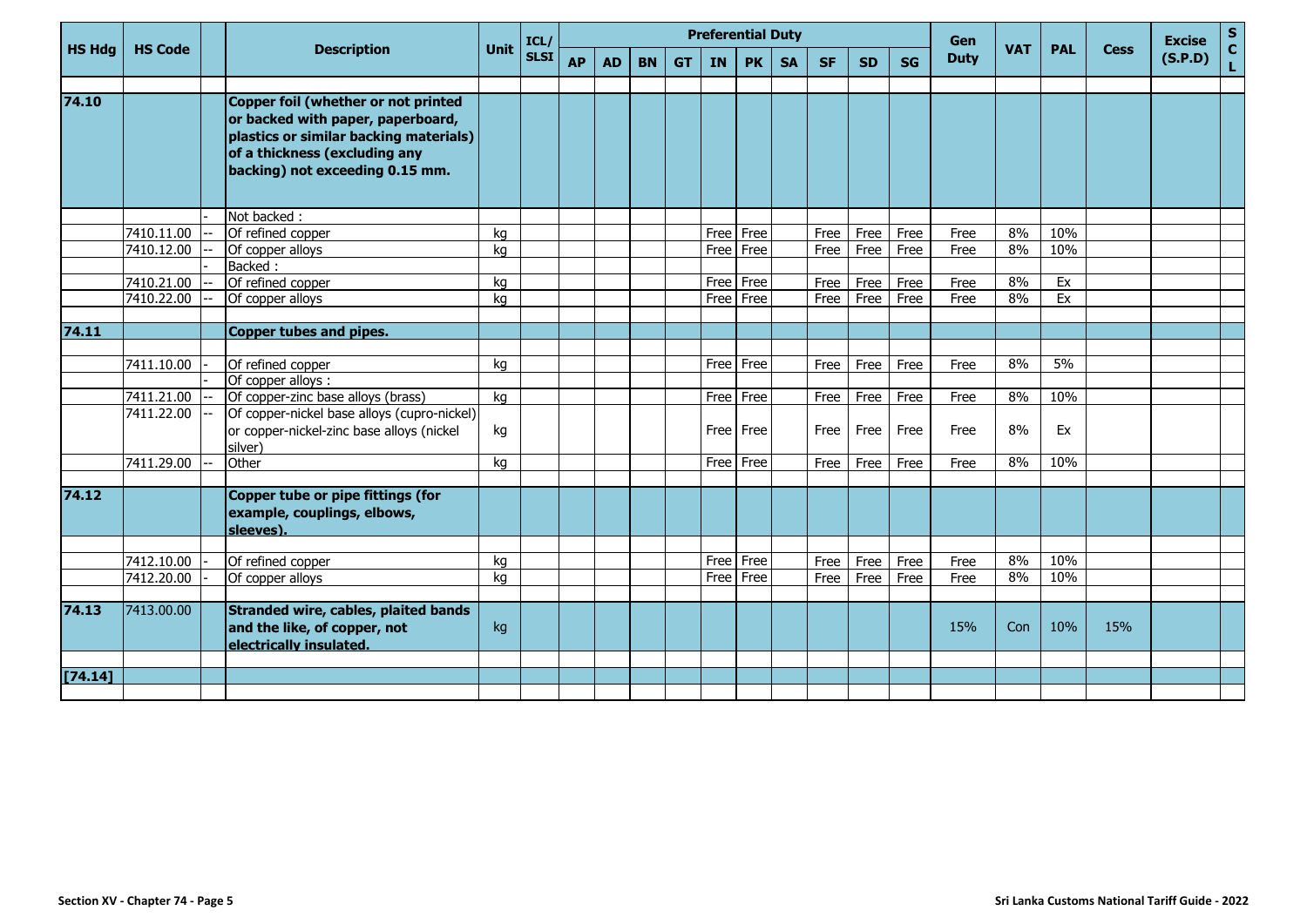| HS Hdg | HS Code | | Description | Unit | ICL/ SLSI | Preferential Duty | | | | | | | | | | Gen Duty | VAT | PAL | Cess | Excise (S.P.D) | SCL |
|---|---|---|---|---|---|---|---|---|---|---|---|---|---|---|---|---|---|---|---|---|---|
| | | | | | | AP | AD | BN | GT | IN | PK | SA | SF | SD | SG | | | | | | |
| | | | | | | | | | | | | | | | | | | | | | |
| **74.10** | | | **Copper foil (whether or not printed or backed with paper, paperboard, plastics or similar backing materials) of a thickness (excluding any backing) not exceeding 0.15 mm.** | | | | | | | | | | | | | | | | | | |
| | | - | Not backed : | | | | | | | | | | | | | | | | | | |
| | 7410.11.00 | -- | Of refined copper | kg | | | | | | Free | Free | | Free | Free | Free | Free | 8% | 10% | | | |
| | 7410.12.00 | -- | Of copper alloys | kg | | | | | | Free | Free | | Free | Free | Free | Free | 8% | 10% | | | |
| | | - | Backed : | | | | | | | | | | | | | | | | | | |
| | 7410.21.00 | -- | Of refined copper | kg | | | | | | Free | Free | | Free | Free | Free | Free | 8% | Ex | | | |
| | 7410.22.00 | -- | Of copper alloys | kg | | | | | | Free | Free | | Free | Free | Free | Free | 8% | Ex | | | |
| | | | | | | | | | | | | | | | | | | | | | |
| **74.11** | | | **Copper tubes and pipes.** | | | | | | | | | | | | | | | | | | |
| | | | | | | | | | | | | | | | | | | | | | |
| | 7411.10.00 | - | Of refined copper | kg | | | | | | Free | Free | | Free | Free | Free | Free | 8% | 5% | | | |
| | | - | Of copper alloys : | | | | | | | | | | | | | | | | | | |
| | 7411.21.00 | -- | Of copper-zinc base alloys (brass) | kg | | | | | | Free | Free | | Free | Free | Free | Free | 8% | 10% | | | |
| | 7411.22.00 | -- | Of copper-nickel base alloys (cupro-nickel) or copper-nickel-zinc base alloys (nickel silver) | kg | | | | | | Free | Free | | Free | Free | Free | Free | 8% | Ex | | | |
| | 7411.29.00 | -- | Other | kg | | | | | | Free | Free | | Free | Free | Free | Free | 8% | 10% | | | |
| | | | | | | | | | | | | | | | | | | | | | |
| **74.12** | | | **Copper tube or pipe fittings (for example, couplings, elbows, sleeves).** | | | | | | | | | | | | | | | | | | |
| | | | | | | | | | | | | | | | | | | | | | |
| | 7412.10.00 | - | Of refined copper | kg | | | | | | Free | Free | | Free | Free | Free | Free | 8% | 10% | | | |
| | 7412.20.00 | - | Of copper alloys | kg | | | | | | Free | Free | | Free | Free | Free | Free | 8% | 10% | | | |
| | | | | | | | | | | | | | | | | | | | | | |
| **74.13** | 7413.00.00 | | **Stranded wire, cables, plaited bands and the like, of copper, not electrically insulated.** | kg | | | | | | | | | | | | 15% | Con | 10% | 15% | | |
| | | | | | | | | | | | | | | | | | | | | | |
| **[74.14]** | | | | | | | | | | | | | | | | | | | | | |
| | | | | | | | | | | | | | | | | | | | | | |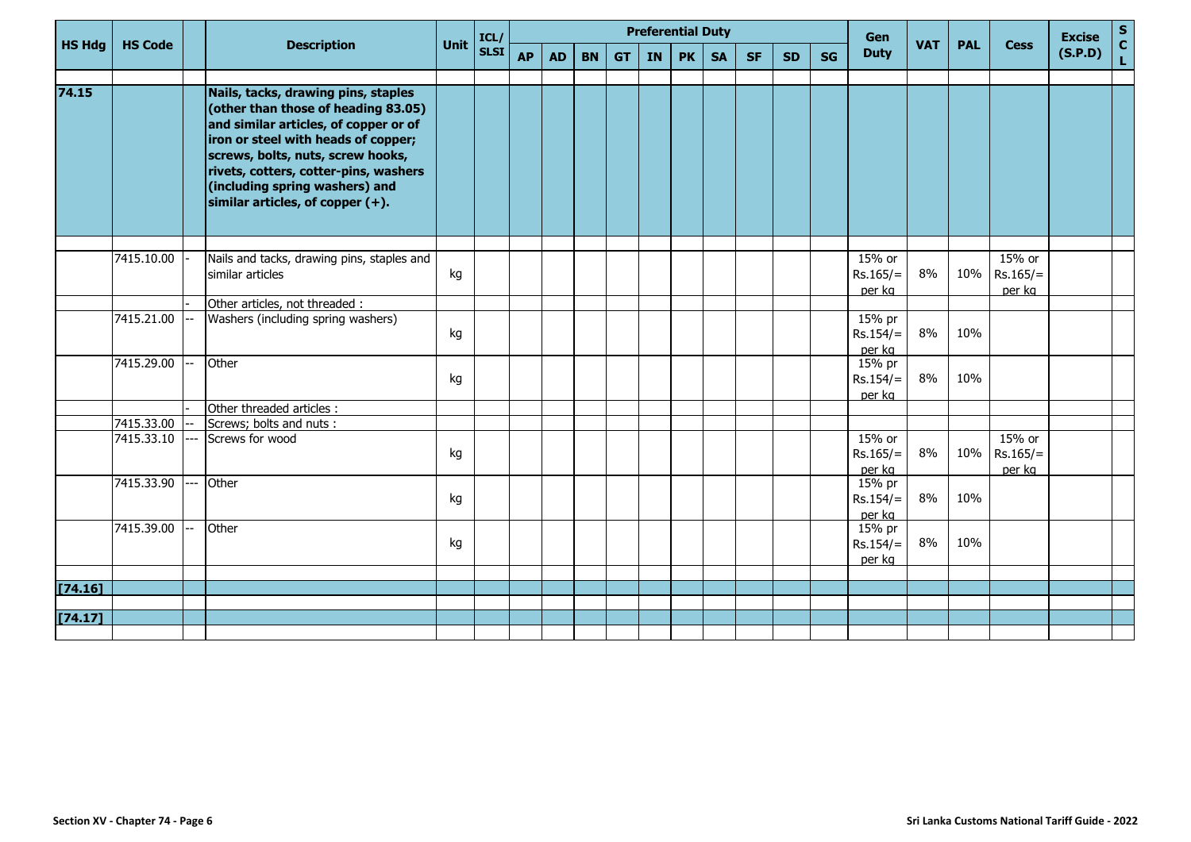| HS Hdg | HS Code | | Description | Unit | ICL/ SLSI | Preferential Duty | | | | | | | | | | Gen Duty | VAT | PAL | Cess | Excise (S.P.D) | S C L |
|---|---|---|---|---|---|---|---|---|---|---|---|---|---|---|---|---|---|---|---|---|---|
| | | | | | | AP | AD | BN | GT | IN | PK | SA | SF | SD | SG | | | | | | |
| **74.15** | | | **Nails, tacks, drawing pins, staples (other than those of heading 83.05) and similar articles, of copper or of iron or steel with heads of copper; screws, bolts, nuts, screw hooks, rivets, cotters, cotter-pins, washers (including spring washers) and similar articles, of copper (+).** | | | | | | | | | | | | | | | | | | |
| | 7415.10.00 | - | Nails and tacks, drawing pins, staples and similar articles | kg | | | | | | | | | | | | 15% or Rs.165/= per kg | 8% | 10% | 15% or Rs.165/= per kg | | |
| | | - | Other articles, not threaded : | | | | | | | | | | | | | | | | | | |
| | 7415.21.00 | -- | Washers (including spring washers) | kg | | | | | | | | | | | | 15% pr Rs.154/= per kg | 8% | 10% | | | |
| | 7415.29.00 | -- | Other | kg | | | | | | | | | | | | 15% pr Rs.154/= per kg | 8% | 10% | | | |
| | | - | Other threaded articles : | | | | | | | | | | | | | | | | | | |
| | 7415.33.00 | -- | Screws; bolts and nuts : | | | | | | | | | | | | | | | | | | |
| | 7415.33.10 | --- | Screws for wood | kg | | | | | | | | | | | | 15% or Rs.165/= per kg | 8% | 10% | 15% or Rs.165/= per kg | | |
| | 7415.33.90 | --- | Other | kg | | | | | | | | | | | | 15% pr Rs.154/= per kg | 8% | 10% | | | |
| | 7415.39.00 | -- | Other | kg | | | | | | | | | | | | 15% pr Rs.154/= per kg | 8% | 10% | | | |
| **[74.16]** | | | | | | | | | | | | | | | | | | | | | |
| **[74.17]** | | | | | | | | | | | | | | | | | | | | | |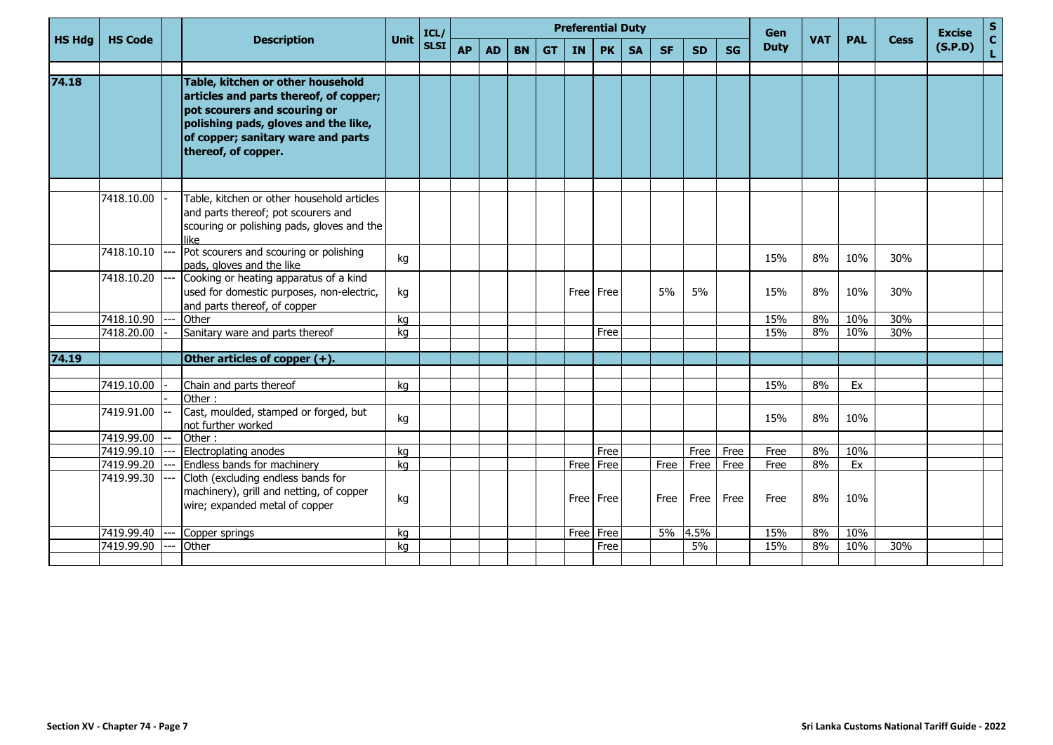| HS Hdg | HS Code | | Description | Unit | ICL/ SLSI | Preferential Duty | | | | | | | | | | Gen Duty | VAT | PAL | Cess | Excise (S.P.D) | S C L |
|---|---|---|---|---|---|---|---|---|---|---|---|---|---|---|---|---|---|---|---|---|---|
| | | | | | | AP | AD | BN | GT | IN | PK | SA | SF | SD | SG | | | | | | |
| **74.18** | | | **Table, kitchen or other household articles and parts thereof, of copper; pot scourers and scouring or polishing pads, gloves and the like, of copper; sanitary ware and parts thereof, of copper.** | | | | | | | | | | | | | | | | | | |
| | 7418.10.00 | - | Table, kitchen or other household articles and parts thereof; pot scourers and scouring or polishing pads, gloves and the like | | | | | | | | | | | | | | | | | | |
| | 7418.10.10 | --- | Pot scourers and scouring or polishing pads, gloves and the like | kg | | | | | | | | | | | | 15% | 8% | 10% | 30% | | |
| | 7418.10.20 | --- | Cooking or heating apparatus of a kind used for domestic purposes, non-electric, and parts thereof, of copper | kg | | | | | | Free | Free | | 5% | 5% | | 15% | 8% | 10% | 30% | | |
| | 7418.10.90 | --- | Other | kg | | | | | | | | | | | | 15% | 8% | 10% | 30% | | |
| | 7418.20.00 | - | Sanitary ware and parts thereof | kg | | | | | | | Free | | | | | 15% | 8% | 10% | 30% | | |
| **74.19** | | | **Other articles of copper (+).** | | | | | | | | | | | | | | | | | | |
| | 7419.10.00 | - | Chain and parts thereof | kg | | | | | | | | | | | | 15% | 8% | Ex | | | |
| | | - | Other : | | | | | | | | | | | | | | | | | | |
| | 7419.91.00 | -- | Cast, moulded, stamped or forged, but not further worked | kg | | | | | | | | | | | | 15% | 8% | 10% | | | |
| | 7419.99.00 | -- | Other : | | | | | | | | | | | | | | | | | | |
| | 7419.99.10 | --- | Electroplating anodes | kg | | | | | | | Free | | | Free | Free | Free | 8% | 10% | | | |
| | 7419.99.20 | --- | Endless bands for machinery | kg | | | | | | Free | Free | | Free | Free | Free | Free | 8% | Ex | | | |
| | 7419.99.30 | --- | Cloth (excluding endless bands for machinery), grill and netting, of copper wire; expanded metal of copper | kg | | | | | | Free | Free | | Free | Free | Free | Free | 8% | 10% | | | |
| | 7419.99.40 | --- | Copper springs | kg | | | | | | Free | Free | | 5% | 4.5% | | 15% | 8% | 10% | | | |
| | 7419.99.90 | --- | Other | kg | | | | | | | Free | | | 5% | | 15% | 8% | 10% | 30% | | |